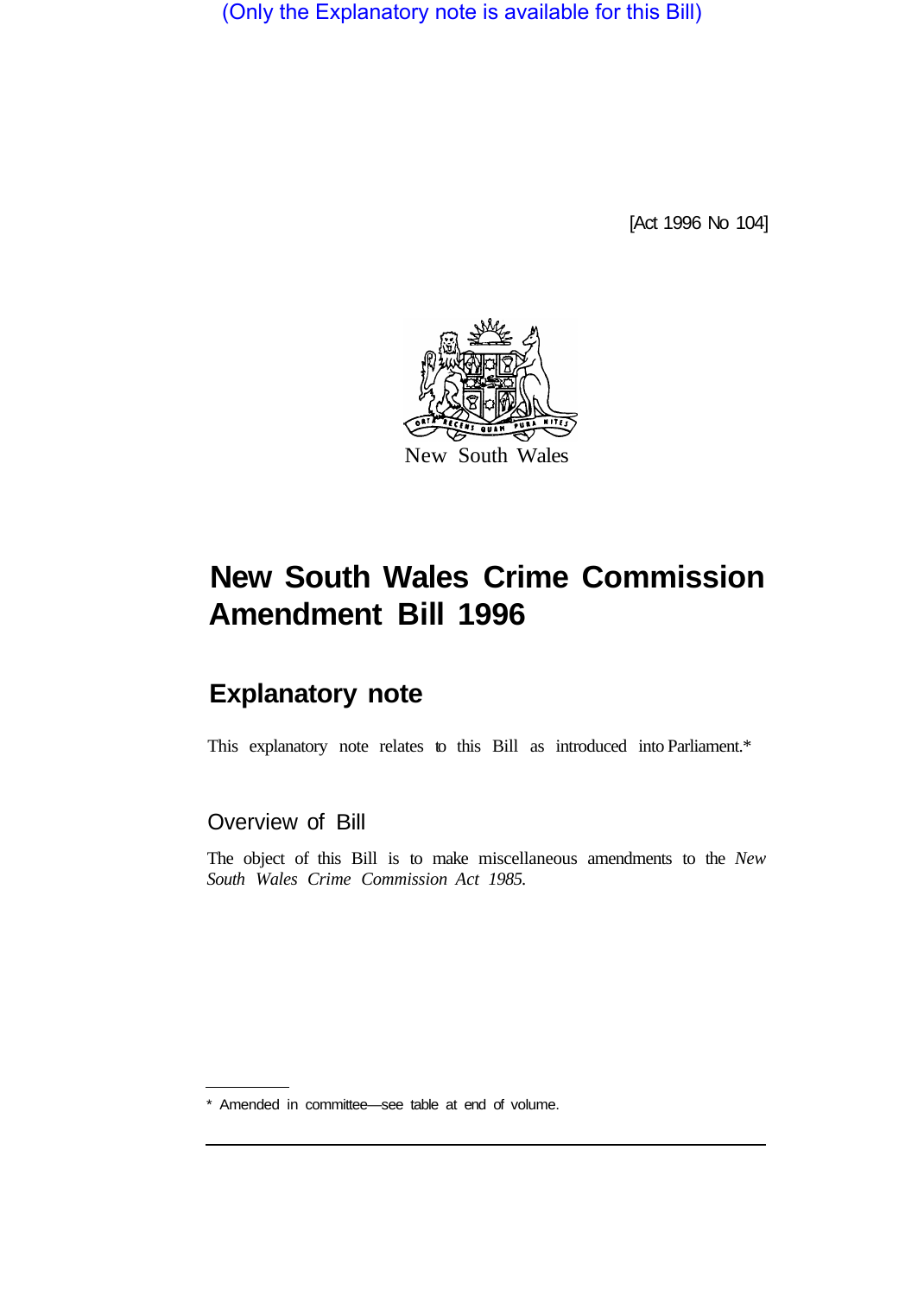(Only the Explanatory note is available for this Bill)

[Act 1996 No 104]

New South Wales

# New South Wales Crime Commission Amendment Bill 1996

## Explanatory note

This explanatory note relates to this Bill as introduced into Parliament.*

### Overview of Bill

The object of this Bill is to make miscellaneous amendments to the *New South Wales Crime Commission Act 1985.*

* Amended in committee—see table at end of volume.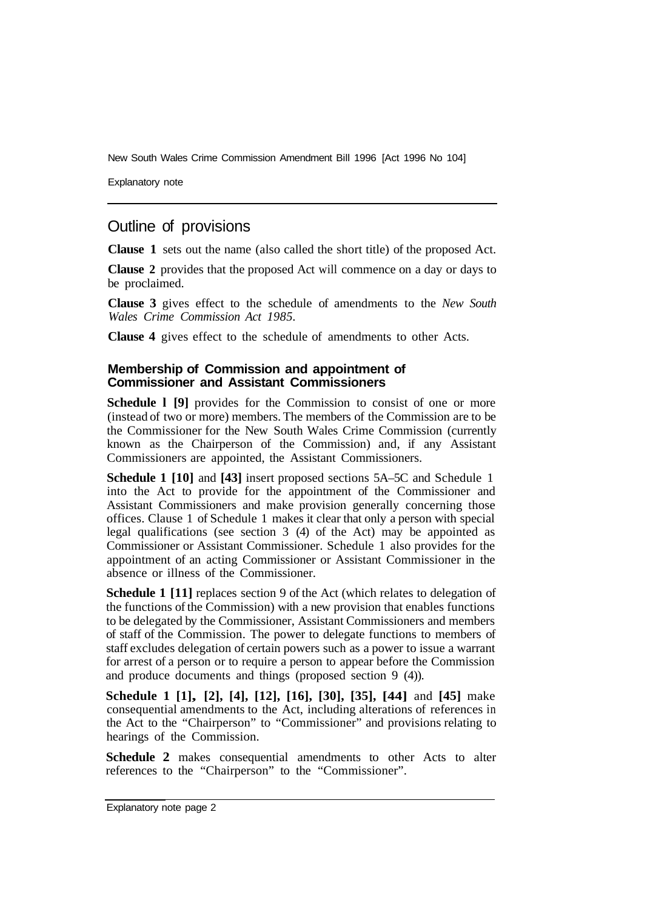## Outline of provisions

**Clause 1** sets out the name (also called the short title) of the proposed Act.

**Clause 2** provides that the proposed Act will commence on a day or days to be proclaimed.

**Clause 3** gives effect to the schedule of amendments to the *New South Wales Crime Commission Act 1985*.

**Clause 4** gives effect to the schedule of amendments to other Acts.

### Membership of Commission and appointment of Commissioner and Assistant Commissioners

**Schedule 1 [9]** provides for the Commission to consist of one or more (instead of two or more) members. The members of the Commission are to be the Commissioner for the New South Wales Crime Commission (currently known as the Chairperson of the Commission) and, if any Assistant Commissioners are appointed, the Assistant Commissioners.

**Schedule 1 [10]** and **[43]** insert proposed sections 5A–5C and Schedule 1 into the Act to provide for the appointment of the Commissioner and Assistant Commissioners and make provision generally concerning those offices. Clause 1 of Schedule 1 makes it clear that only a person with special legal qualifications (see section 3 (4) of the Act) may be appointed as Commissioner or Assistant Commissioner. Schedule 1 also provides for the appointment of an acting Commissioner or Assistant Commissioner in the absence or illness of the Commissioner.

**Schedule 1 [11]** replaces section 9 of the Act (which relates to delegation of the functions of the Commission) with a new provision that enables functions to be delegated by the Commissioner, Assistant Commissioners and members of staff of the Commission. The power to delegate functions to members of staff excludes delegation of certain powers such as a power to issue a warrant for arrest of a person or to require a person to appear before the Commission and produce documents and things (proposed section 9 (4)).

**Schedule 1 [1], [2], [4], [12], [16], [30], [35], [44]** and **[45]** make consequential amendments to the Act, including alterations of references in the Act to the "Chairperson" to "Commissioner" and provisions relating to hearings of the Commission.

**Schedule 2** makes consequential amendments to other Acts to alter references to the "Chairperson" to the "Commissioner".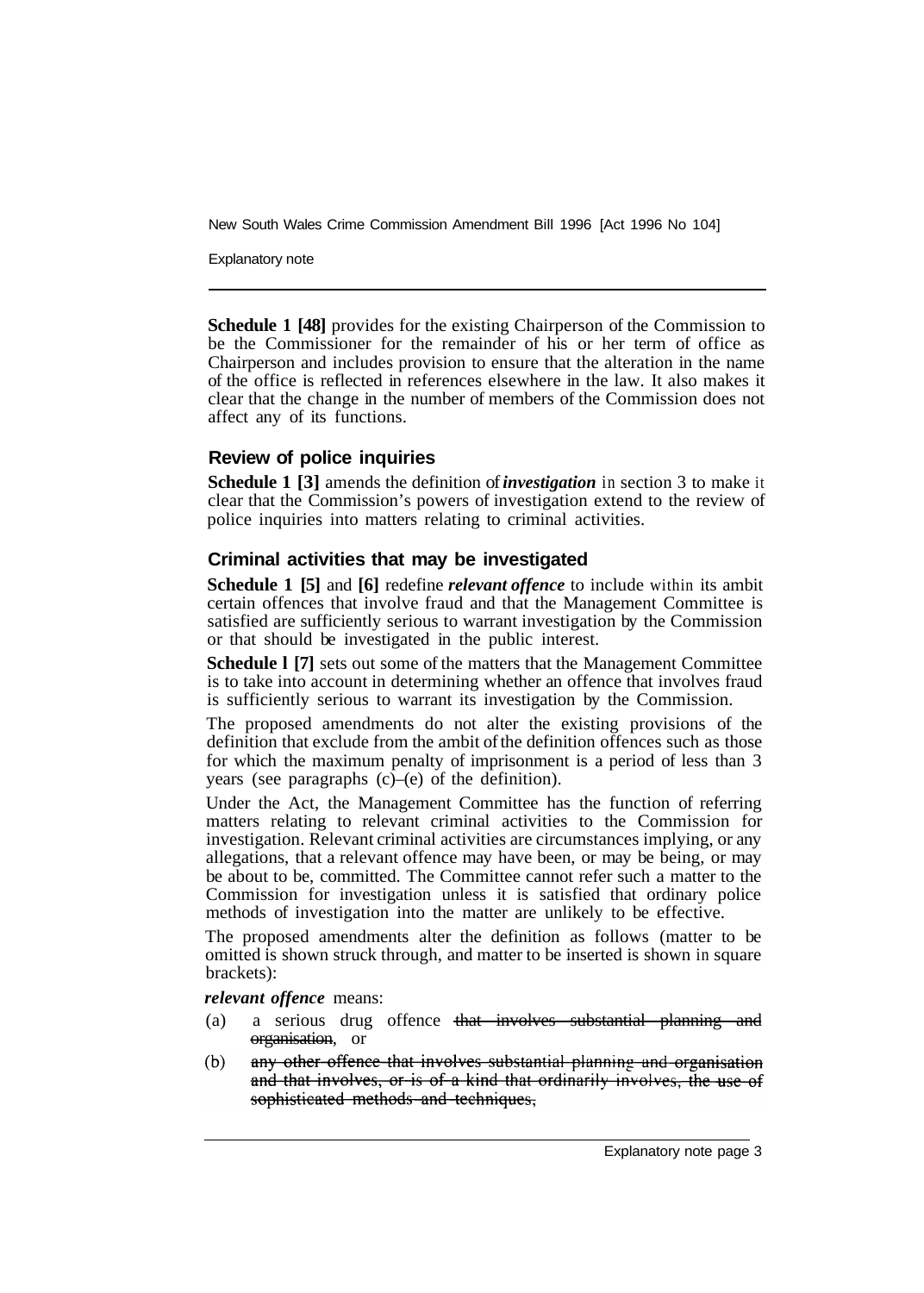**Schedule 1 [48]** provides for the existing Chairperson of the Commission to be the Commissioner for the remainder of his or her term of office as Chairperson and includes provision to ensure that the alteration in the name of the office is reflected in references elsewhere in the law. It also makes it clear that the change in the number of members of the Commission does not affect any of its functions.

### Review of police inquiries

**Schedule 1 [3]** amends the definition of ***investigation*** in section 3 to make it clear that the Commission's powers of investigation extend to the review of police inquiries into matters relating to criminal activities.

### Criminal activities that may be investigated

**Schedule 1 [5]** and **[6]** redefine ***relevant offence*** to include within its ambit certain offences that involve fraud and that the Management Committee is satisfied are sufficiently serious to warrant investigation by the Commission or that should be investigated in the public interest.

**Schedule l [7]** sets out some of the matters that the Management Committee is to take into account in determining whether an offence that involves fraud is sufficiently serious to warrant its investigation by the Commission.

The proposed amendments do not alter the existing provisions of the definition that exclude from the ambit of the definition offences such as those for which the maximum penalty of imprisonment is a period of less than 3 years (see paragraphs (c)–(e) of the definition).

Under the Act, the Management Committee has the function of referring matters relating to relevant criminal activities to the Commission for investigation. Relevant criminal activities are circumstances implying, or any allegations, that a relevant offence may have been, or may be being, or may be about to be, committed. The Committee cannot refer such a matter to the Commission for investigation unless it is satisfied that ordinary police methods of investigation into the matter are unlikely to be effective.

The proposed amendments alter the definition as follows (matter to be omitted is shown struck through, and matter to be inserted is shown in square brackets):

***relevant offence*** means:

(a) a serious drug offence ~~that involves substantial planning and organisation~~, or

(b) ~~any other offence that involves substantial planning and organisation and that involves, or is of a kind that ordinarily involves, the use of sophisticated methods and techniques,~~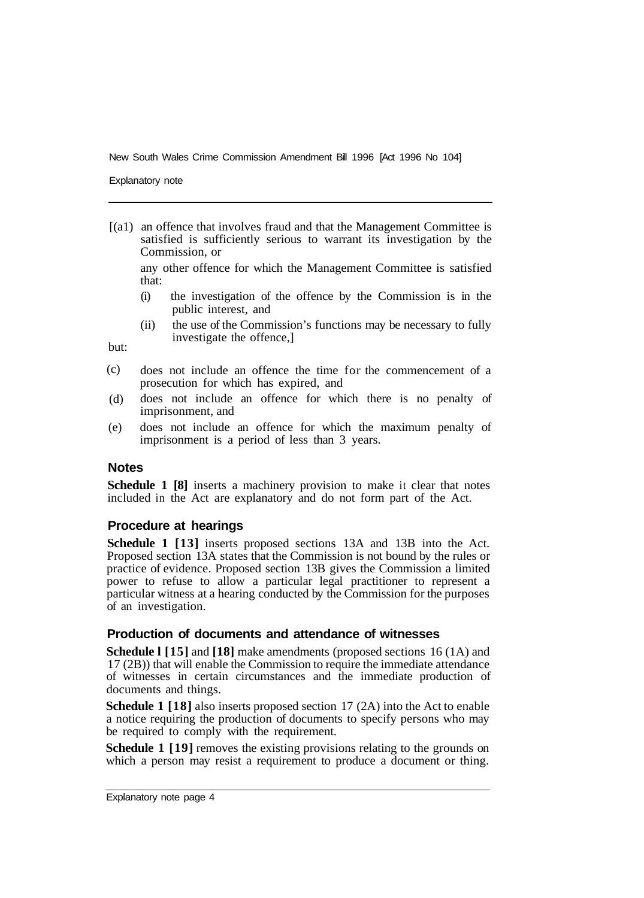[(a1) an offence that involves fraud and that the Management Committee is satisfied is sufficiently serious to warrant its investigation by the Commission, or

any other offence for which the Management Committee is satisfied that:

(i) the investigation of the offence by the Commission is in the public interest, and

(ii) the use of the Commission's functions may be necessary to fully investigate the offence,]

but:

(c) does not include an offence the time for the commencement of a prosecution for which has expired, and

(d) does not include an offence for which there is no penalty of imprisonment, and

(e) does not include an offence for which the maximum penalty of imprisonment is a period of less than 3 years.

### Notes

**Schedule 1 [8]** inserts a machinery provision to make it clear that notes included in the Act are explanatory and do not form part of the Act.

### Procedure at hearings

**Schedule 1 [13]** inserts proposed sections 13A and 13B into the Act. Proposed section 13A states that the Commission is not bound by the rules or practice of evidence. Proposed section 13B gives the Commission a limited power to refuse to allow a particular legal practitioner to represent a particular witness at a hearing conducted by the Commission for the purposes of an investigation.

### Production of documents and attendance of witnesses

**Schedule 1 [15]** and **[18]** make amendments (proposed sections 16 (1A) and 17 (2B)) that will enable the Commission to require the immediate attendance of witnesses in certain circumstances and the immediate production of documents and things.

**Schedule 1 [18]** also inserts proposed section 17 (2A) into the Act to enable a notice requiring the production of documents to specify persons who may be required to comply with the requirement.

**Schedule 1 [19]** removes the existing provisions relating to the grounds on which a person may resist a requirement to produce a document or thing.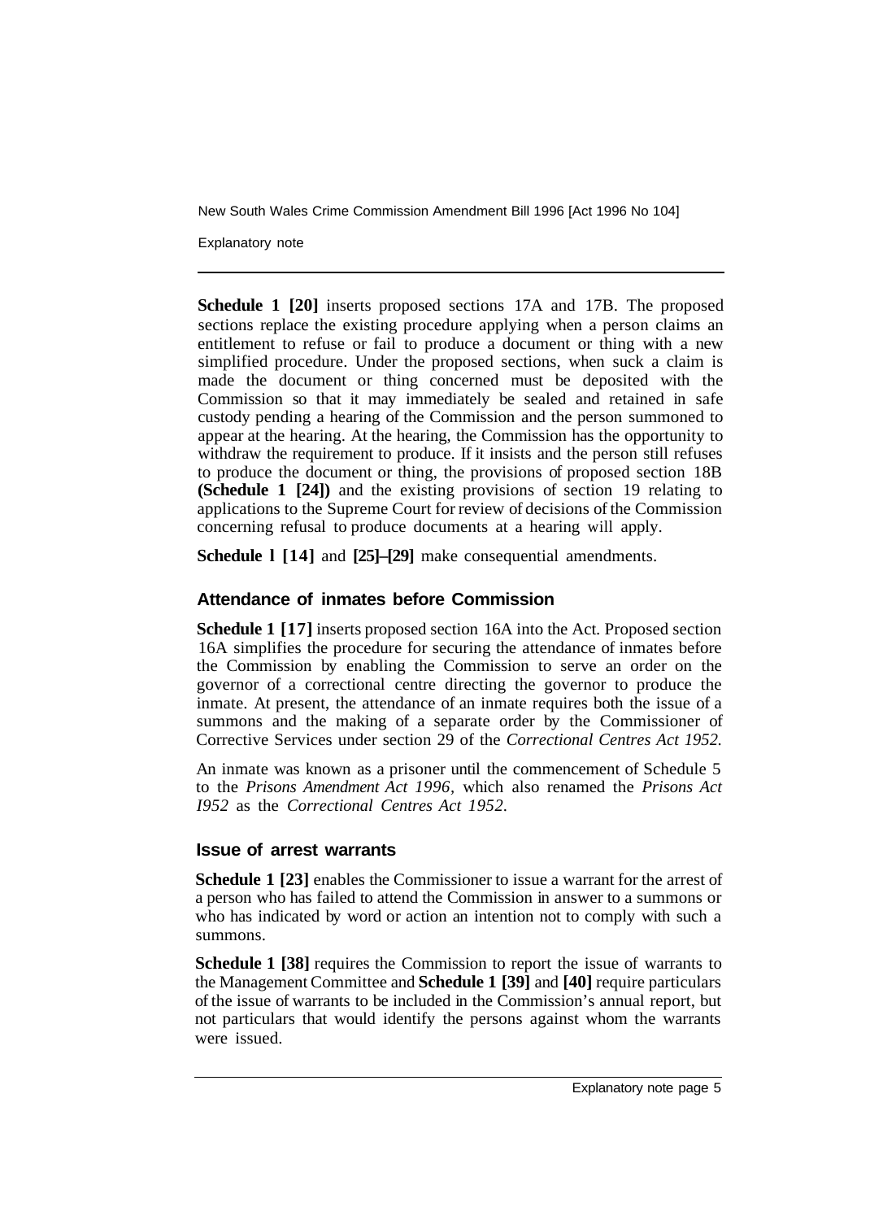**Schedule 1 [20]** inserts proposed sections 17A and 17B. The proposed sections replace the existing procedure applying when a person claims an entitlement to refuse or fail to produce a document or thing with a new simplified procedure. Under the proposed sections, when suck a claim is made the document or thing concerned must be deposited with the Commission so that it may immediately be sealed and retained in safe custody pending a hearing of the Commission and the person summoned to appear at the hearing. At the hearing, the Commission has the opportunity to withdraw the requirement to produce. If it insists and the person still refuses to produce the document or thing, the provisions of proposed section 18B **(Schedule 1 [24])** and the existing provisions of section 19 relating to applications to the Supreme Court for review of decisions of the Commission concerning refusal to produce documents at a hearing will apply.

**Schedule l [14]** and **[25]–[29]** make consequential amendments.

### Attendance of inmates before Commission

**Schedule 1 [17]** inserts proposed section 16A into the Act. Proposed section 16A simplifies the procedure for securing the attendance of inmates before the Commission by enabling the Commission to serve an order on the governor of a correctional centre directing the governor to produce the inmate. At present, the attendance of an inmate requires both the issue of a summons and the making of a separate order by the Commissioner of Corrective Services under section 29 of the *Correctional Centres Act 1952.*

An inmate was known as a prisoner until the commencement of Schedule 5 to the *Prisons Amendment Act 1996,* which also renamed the *Prisons Act I952* as the *Correctional Centres Act 1952.*

### Issue of arrest warrants

**Schedule 1 [23]** enables the Commissioner to issue a warrant for the arrest of a person who has failed to attend the Commission in answer to a summons or who has indicated by word or action an intention not to comply with such a summons.

**Schedule 1 [38]** requires the Commission to report the issue of warrants to the Management Committee and **Schedule 1 [39]** and **[40]** require particulars of the issue of warrants to be included in the Commission's annual report, but not particulars that would identify the persons against whom the warrants were issued.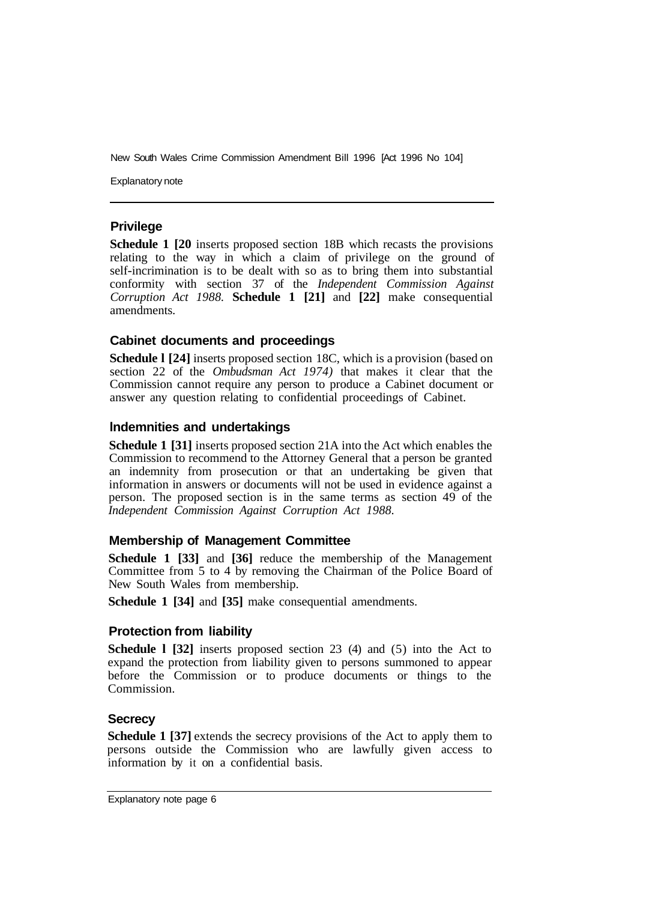## Privilege

**Schedule 1 [20** inserts proposed section 18B which recasts the provisions relating to the way in which a claim of privilege on the ground of self-incrimination is to be dealt with so as to bring them into substantial conformity with section 37 of the *Independent Commission Against Corruption Act 1988.* **Schedule 1 [21]** and **[22]** make consequential amendments.

## Cabinet documents and proceedings

**Schedule l [24]** inserts proposed section 18C, which is a provision (based on section 22 of the *Ombudsman Act 1974)* that makes it clear that the Commission cannot require any person to produce a Cabinet document or answer any question relating to confidential proceedings of Cabinet.

## Indemnities and undertakings

**Schedule 1 [31]** inserts proposed section 21A into the Act which enables the Commission to recommend to the Attorney General that a person be granted an indemnity from prosecution or that an undertaking be given that information in answers or documents will not be used in evidence against a person. The proposed section is in the same terms as section 49 of the *Independent Commission Against Corruption Act 1988.*

## Membership of Management Committee

**Schedule 1 [33]** and **[36]** reduce the membership of the Management Committee from 5 to 4 by removing the Chairman of the Police Board of New South Wales from membership.

**Schedule 1 [34]** and **[35]** make consequential amendments.

## Protection from liability

**Schedule l [32]** inserts proposed section 23 (4) and (5) into the Act to expand the protection from liability given to persons summoned to appear before the Commission or to produce documents or things to the Commission.

## Secrecy

**Schedule 1 [37]** extends the secrecy provisions of the Act to apply them to persons outside the Commission who are lawfully given access to information by it on a confidential basis.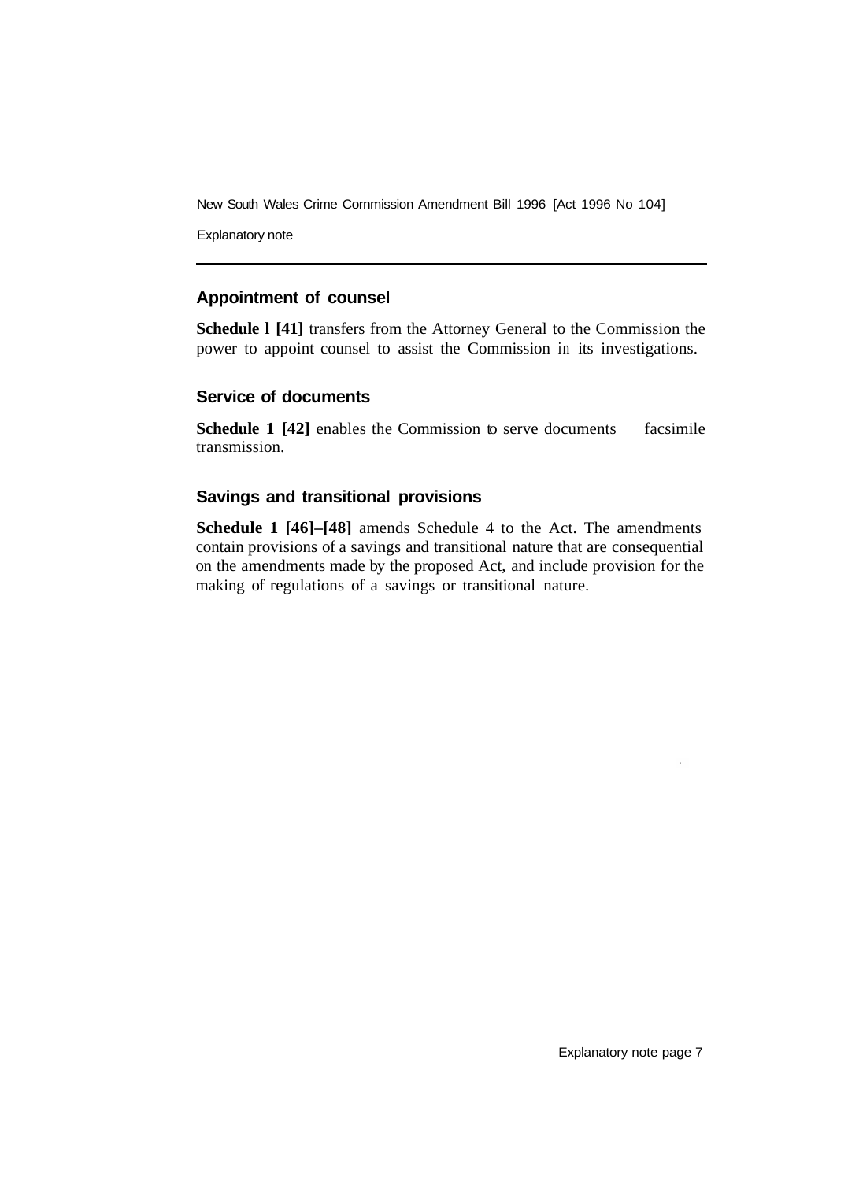## Appointment of counsel

**Schedule l [41]** transfers from the Attorney General to the Commission the power to appoint counsel to assist the Commission in its investigations.

## Service of documents

**Schedule 1 [42]** enables the Commission to serve documents facsimile transmission.

## Savings and transitional provisions

**Schedule 1 [46]–[48]** amends Schedule 4 to the Act. The amendments contain provisions of a savings and transitional nature that are consequential on the amendments made by the proposed Act, and include provision for the making of regulations of a savings or transitional nature.